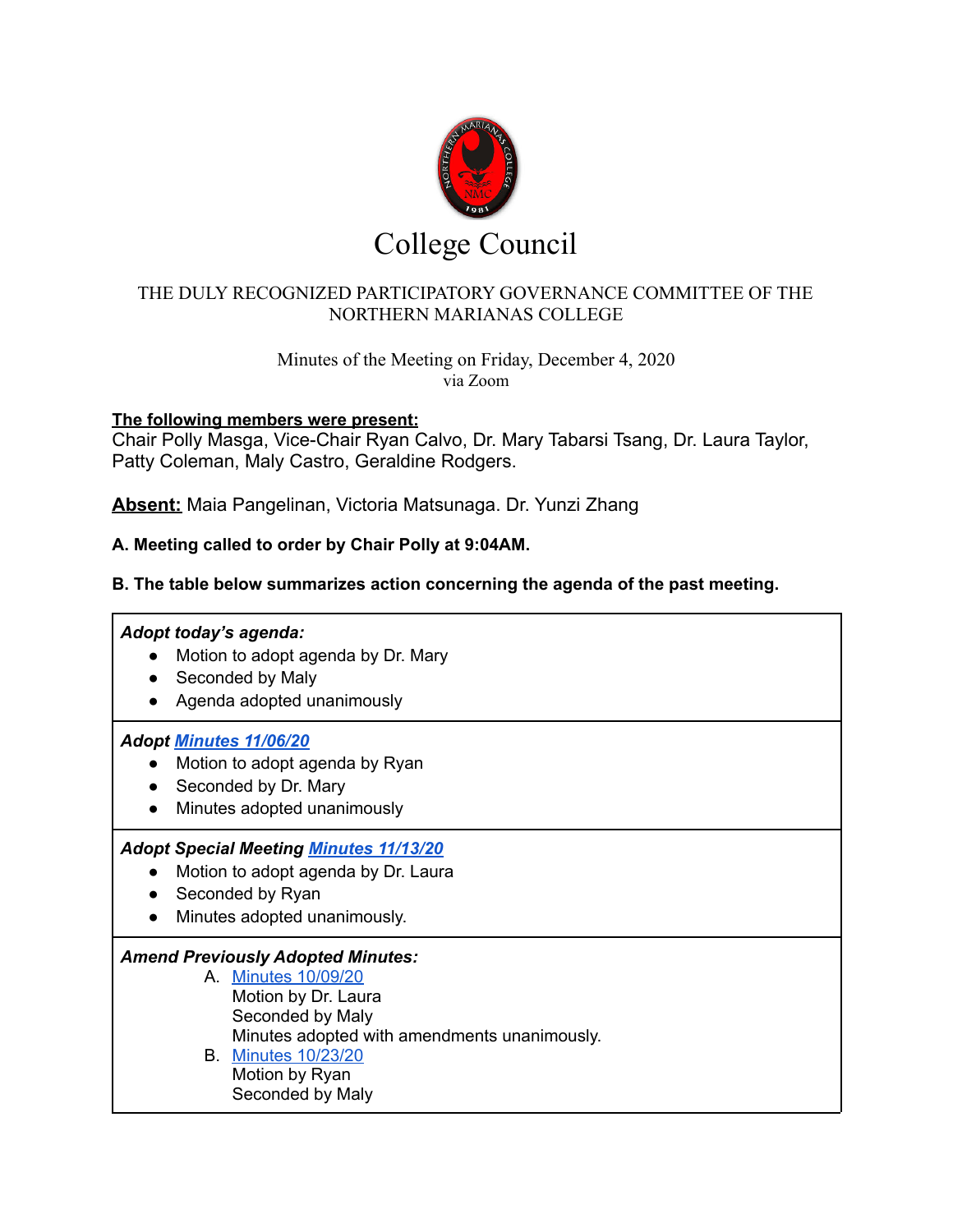# College Council

THE DULY RECOGNIZED PARTICIPATORY GOVERNANCE COMMITTEE OF THE NORTHERN MARIANAS COLLEGE

Minutes of the Meeting on Friday, December 4, 2020
via Zoom

**The following members were present:**
Chair Polly Masga, Vice-Chair Ryan Calvo, Dr. Mary Tabarsi Tsang, Dr. Laura Taylor, Patty Coleman, Maly Castro, Geraldine Rodgers.

**Absent:** Maia Pangelinan, Victoria Matsunaga. Dr. Yunzi Zhang

**A. Meeting called to order by Chair Polly at 9:04AM.**

**B. The table below summarizes action concerning the agenda of the past meeting.**

***Adopt today's agenda:***

- Motion to adopt agenda by Dr. Mary
- Seconded by Maly
- Agenda adopted unanimously

***Adopt Minutes 11/06/20***

- Motion to adopt agenda by Ryan
- Seconded by Dr. Mary
- Minutes adopted unanimously

***Adopt Special Meeting Minutes 11/13/20***

- Motion to adopt agenda by Dr. Laura
- Seconded by Ryan
- Minutes adopted unanimously.

***Amend Previously Adopted Minutes:***

A. Minutes 10/09/20
   Motion by Dr. Laura
   Seconded by Maly
   Minutes adopted with amendments unanimously.
B. Minutes 10/23/20
   Motion by Ryan
   Seconded by Maly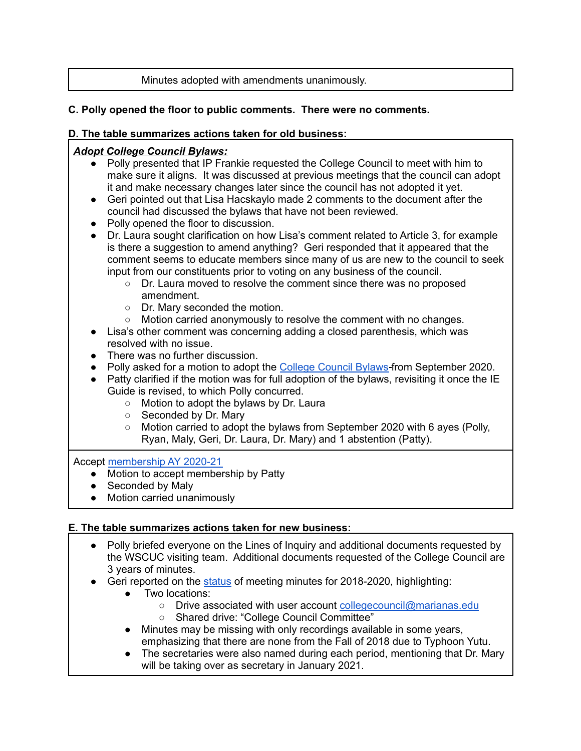| Minutes adopted with amendments unanimously. |
|---|

**C. Polly opened the floor to public comments. There were no comments.**

**D. The table summarizes actions taken for old business:**

***Adopt College Council Bylaws:***

- Polly presented that IP Frankie requested the College Council to meet with him to make sure it aligns. It was discussed at previous meetings that the council can adopt it and make necessary changes later since the council has not adopted it yet.
- Geri pointed out that Lisa Hacskaylo made 2 comments to the document after the council had discussed the bylaws that have not been reviewed.
- Polly opened the floor to discussion.
- Dr. Laura sought clarification on how Lisa's comment related to Article 3, for example is there a suggestion to amend anything? Geri responded that it appeared that the comment seems to educate members since many of us are new to the council to seek input from our constituents prior to voting on any business of the council.
    - Dr. Laura moved to resolve the comment since there was no proposed amendment.
    - Dr. Mary seconded the motion.
    - Motion carried anonymously to resolve the comment with no changes.
- Lisa's other comment was concerning adding a closed parenthesis, which was resolved with no issue.
- There was no further discussion.
- Polly asked for a motion to adopt the College Council Bylaws-from September 2020.
- Patty clarified if the motion was for full adoption of the bylaws, revisiting it once the IE Guide is revised, to which Polly concurred.
    - Motion to adopt the bylaws by Dr. Laura
    - Seconded by Dr. Mary
    - Motion carried to adopt the bylaws from September 2020 with 6 ayes (Polly, Ryan, Maly, Geri, Dr. Laura, Dr. Mary) and 1 abstention (Patty).

Accept membership AY 2020-21

- Motion to accept membership by Patty
- Seconded by Maly
- Motion carried unanimously

**E. The table summarizes actions taken for new business:**

- Polly briefed everyone on the Lines of Inquiry and additional documents requested by the WSCUC visiting team. Additional documents requested of the College Council are 3 years of minutes.
- Geri reported on the status of meeting minutes for 2018-2020, highlighting:
    - Two locations:
        - Drive associated with user account collegecouncil@marianas.edu
        - Shared drive: "College Council Committee"
    - Minutes may be missing with only recordings available in some years, emphasizing that there are none from the Fall of 2018 due to Typhoon Yutu.
    - The secretaries were also named during each period, mentioning that Dr. Mary will be taking over as secretary in January 2021.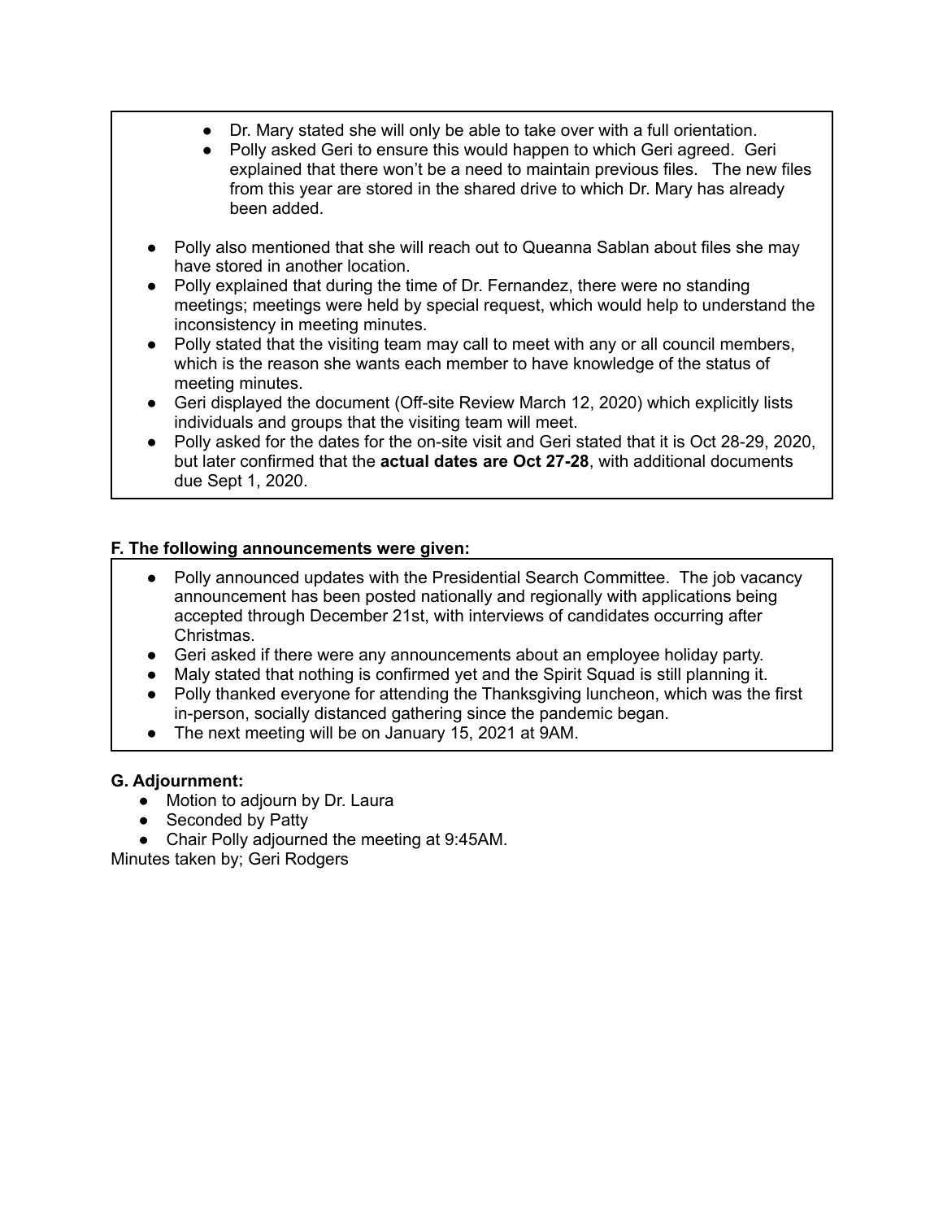- Dr. Mary stated she will only be able to take over with a full orientation.
- Polly asked Geri to ensure this would happen to which Geri agreed. Geri explained that there won't be a need to maintain previous files. The new files from this year are stored in the shared drive to which Dr. Mary has already been added.

- Polly also mentioned that she will reach out to Queanna Sablan about files she may have stored in another location.
- Polly explained that during the time of Dr. Fernandez, there were no standing meetings; meetings were held by special request, which would help to understand the inconsistency in meeting minutes.
- Polly stated that the visiting team may call to meet with any or all council members, which is the reason she wants each member to have knowledge of the status of meeting minutes.
- Geri displayed the document (Off-site Review March 12, 2020) which explicitly lists individuals and groups that the visiting team will meet.
- Polly asked for the dates for the on-site visit and Geri stated that it is Oct 28-29, 2020, but later confirmed that the **actual dates are Oct 27-28**, with additional documents due Sept 1, 2020.

**F. The following announcements were given:**

- Polly announced updates with the Presidential Search Committee. The job vacancy announcement has been posted nationally and regionally with applications being accepted through December 21st, with interviews of candidates occurring after Christmas.
- Geri asked if there were any announcements about an employee holiday party.
- Maly stated that nothing is confirmed yet and the Spirit Squad is still planning it.
- Polly thanked everyone for attending the Thanksgiving luncheon, which was the first in-person, socially distanced gathering since the pandemic began.
- The next meeting will be on January 15, 2021 at 9AM.

**G. Adjournment:**

- Motion to adjourn by Dr. Laura
- Seconded by Patty
- Chair Polly adjourned the meeting at 9:45AM.

Minutes taken by; Geri Rodgers